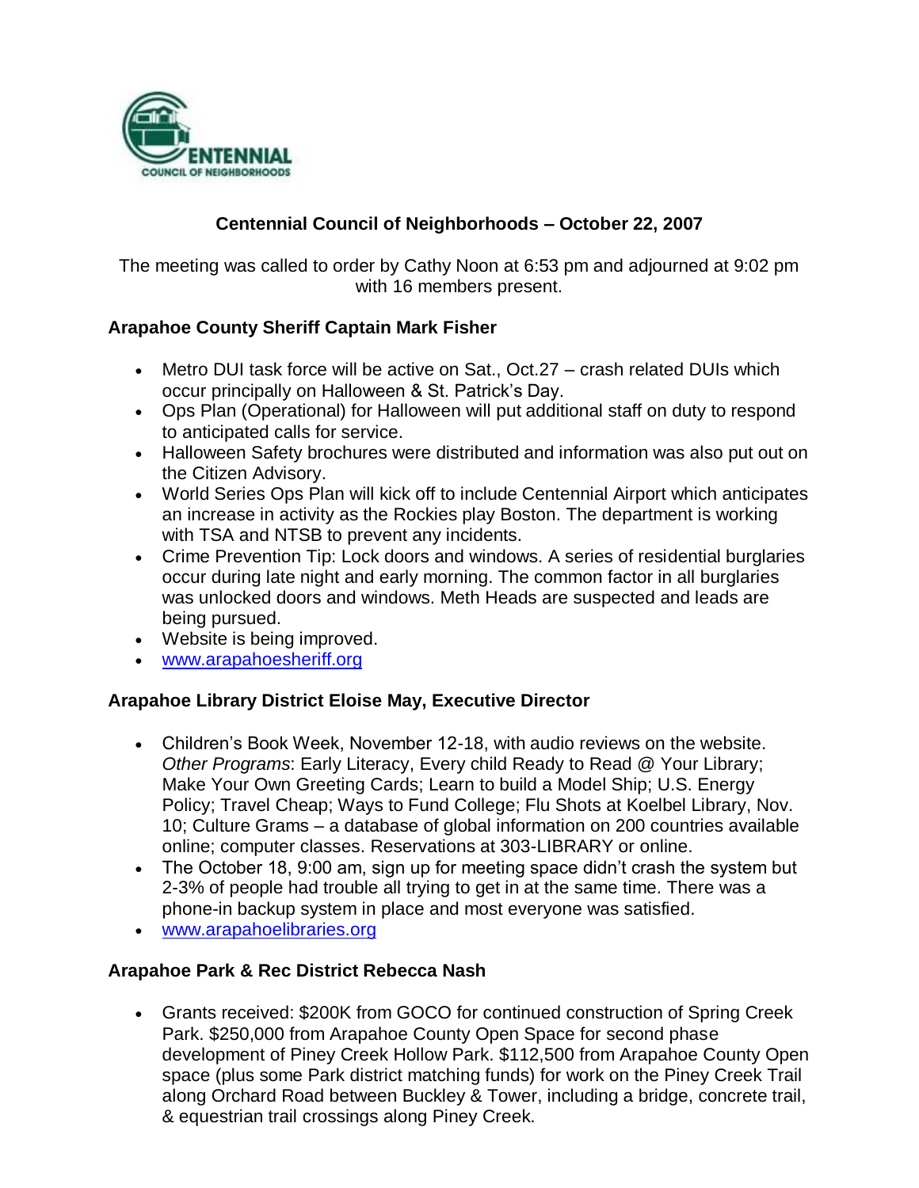# Centennial Council of Neighborhoods – October 22, 2007

The meeting was called to order by Cathy Noon at 6:53 pm and adjourned at 9:02 pm with 16 members present.

### Arapahoe County Sheriff Captain Mark Fisher

- Metro DUI task force will be active on Sat., Oct.27 – crash related DUIs which occur principally on Halloween & St. Patrick's Day.
- Ops Plan (Operational) for Halloween will put additional staff on duty to respond to anticipated calls for service.
- Halloween Safety brochures were distributed and information was also put out on the Citizen Advisory.
- World Series Ops Plan will kick off to include Centennial Airport which anticipates an increase in activity as the Rockies play Boston. The department is working with TSA and NTSB to prevent any incidents.
- Crime Prevention Tip: Lock doors and windows. A series of residential burglaries occur during late night and early morning. The common factor in all burglaries was unlocked doors and windows. Meth Heads are suspected and leads are being pursued.
- Website is being improved.
- www.arapahoesheriff.org

### Arapahoe Library District Eloise May, Executive Director

- Children's Book Week, November 12-18, with audio reviews on the website. *Other Programs*: Early Literacy, Every child Ready to Read @ Your Library; Make Your Own Greeting Cards; Learn to build a Model Ship; U.S. Energy Policy; Travel Cheap; Ways to Fund College; Flu Shots at Koelbel Library, Nov. 10; Culture Grams – a database of global information on 200 countries available online; computer classes. Reservations at 303-LIBRARY or online.
- The October 18, 9:00 am, sign up for meeting space didn't crash the system but 2-3% of people had trouble all trying to get in at the same time. There was a phone-in backup system in place and most everyone was satisfied.
- www.arapahoelibraries.org

### Arapahoe Park & Rec District Rebecca Nash

- Grants received: $200K from GOCO for continued construction of Spring Creek Park. $250,000 from Arapahoe County Open Space for second phase development of Piney Creek Hollow Park. $112,500 from Arapahoe County Open space (plus some Park district matching funds) for work on the Piney Creek Trail along Orchard Road between Buckley & Tower, including a bridge, concrete trail, & equestrian trail crossings along Piney Creek.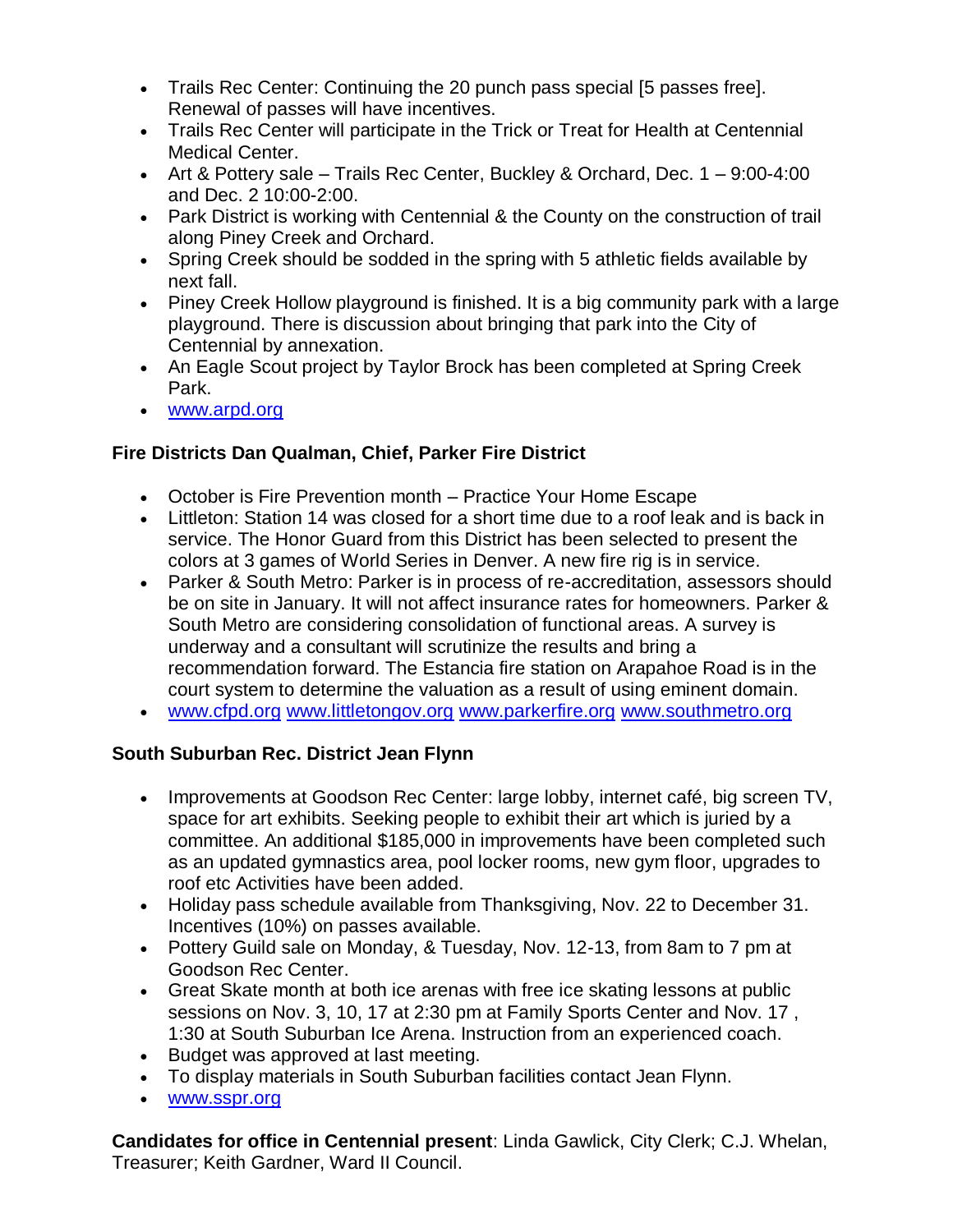- Trails Rec Center: Continuing the 20 punch pass special [5 passes free]. Renewal of passes will have incentives.
- Trails Rec Center will participate in the Trick or Treat for Health at Centennial Medical Center.
- Art & Pottery sale – Trails Rec Center, Buckley & Orchard, Dec. 1 – 9:00-4:00 and Dec. 2 10:00-2:00.
- Park District is working with Centennial & the County on the construction of trail along Piney Creek and Orchard.
- Spring Creek should be sodded in the spring with 5 athletic fields available by next fall.
- Piney Creek Hollow playground is finished. It is a big community park with a large playground. There is discussion about bringing that park into the City of Centennial by annexation.
- An Eagle Scout project by Taylor Brock has been completed at Spring Creek Park.
- www.arpd.org

**Fire Districts Dan Qualman, Chief, Parker Fire District**

- October is Fire Prevention month – Practice Your Home Escape
- Littleton: Station 14 was closed for a short time due to a roof leak and is back in service. The Honor Guard from this District has been selected to present the colors at 3 games of World Series in Denver. A new fire rig is in service.
- Parker & South Metro: Parker is in process of re-accreditation, assessors should be on site in January. It will not affect insurance rates for homeowners. Parker & South Metro are considering consolidation of functional areas. A survey is underway and a consultant will scrutinize the results and bring a recommendation forward. The Estancia fire station on Arapahoe Road is in the court system to determine the valuation as a result of using eminent domain.
- www.cfpd.org www.littletongov.org www.parkerfire.org www.southmetro.org

**South Suburban Rec. District Jean Flynn**

- Improvements at Goodson Rec Center: large lobby, internet café, big screen TV, space for art exhibits. Seeking people to exhibit their art which is juried by a committee. An additional $185,000 in improvements have been completed such as an updated gymnastics area, pool locker rooms, new gym floor, upgrades to roof etc Activities have been added.
- Holiday pass schedule available from Thanksgiving, Nov. 22 to December 31. Incentives (10%) on passes available.
- Pottery Guild sale on Monday, & Tuesday, Nov. 12-13, from 8am to 7 pm at Goodson Rec Center.
- Great Skate month at both ice arenas with free ice skating lessons at public sessions on Nov. 3, 10, 17 at 2:30 pm at Family Sports Center and Nov. 17 , 1:30 at South Suburban Ice Arena. Instruction from an experienced coach.
- Budget was approved at last meeting.
- To display materials in South Suburban facilities contact Jean Flynn.
- www.sspr.org

**Candidates for office in Centennial present**: Linda Gawlick, City Clerk; C.J. Whelan, Treasurer; Keith Gardner, Ward II Council.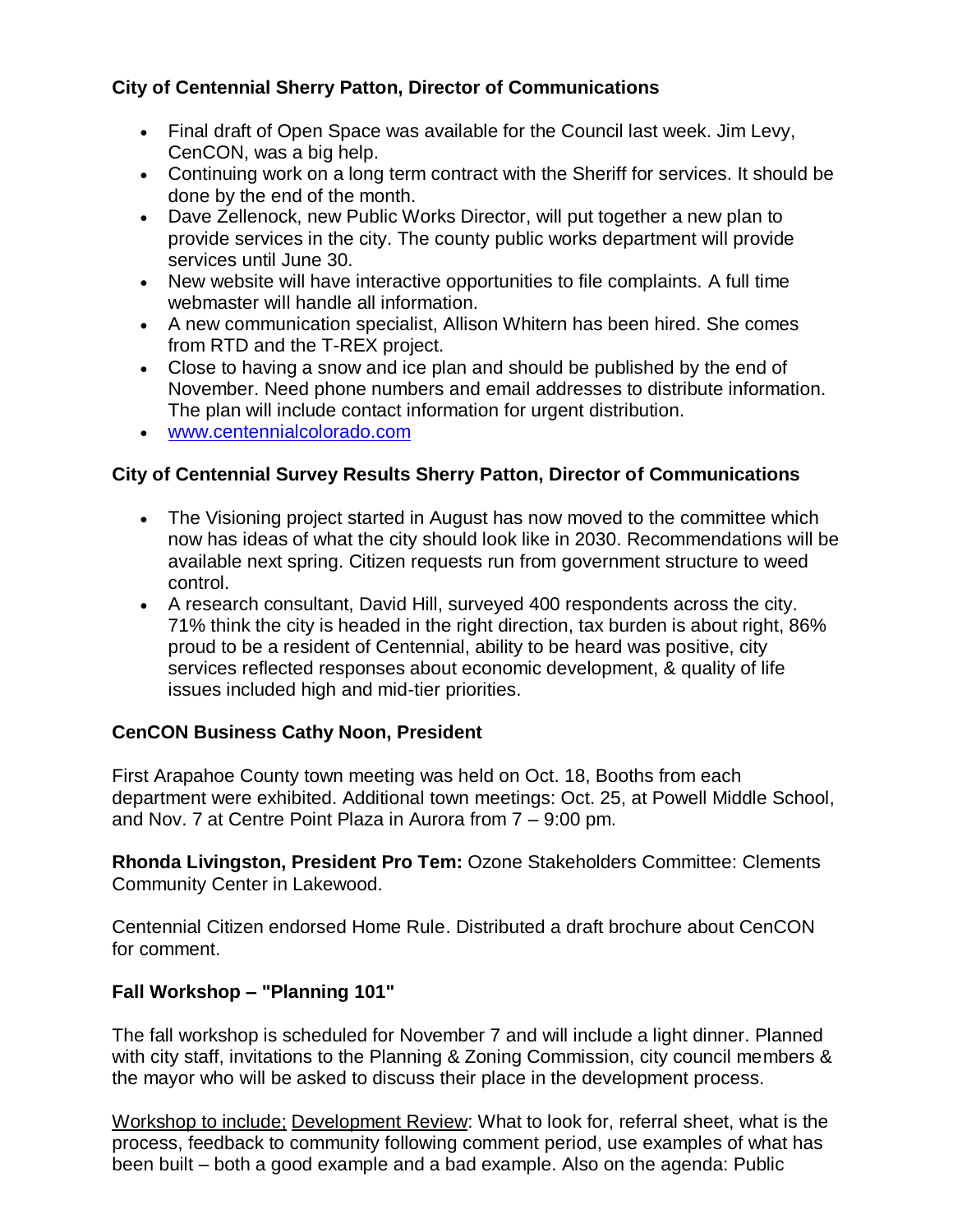**City of Centennial Sherry Patton, Director of Communications**

- Final draft of Open Space was available for the Council last week. Jim Levy, CenCON, was a big help.
- Continuing work on a long term contract with the Sheriff for services. It should be done by the end of the month.
- Dave Zellenock, new Public Works Director, will put together a new plan to provide services in the city. The county public works department will provide services until June 30.
- New website will have interactive opportunities to file complaints. A full time webmaster will handle all information.
- A new communication specialist, Allison Whitern has been hired. She comes from RTD and the T-REX project.
- Close to having a snow and ice plan and should be published by the end of November. Need phone numbers and email addresses to distribute information. The plan will include contact information for urgent distribution.
- [www.centennialcolorado.com](http://www.centennialcolorado.com)

**City of Centennial Survey Results Sherry Patton, Director of Communications**

- The Visioning project started in August has now moved to the committee which now has ideas of what the city should look like in 2030. Recommendations will be available next spring. Citizen requests run from government structure to weed control.
- A research consultant, David Hill, surveyed 400 respondents across the city. 71% think the city is headed in the right direction, tax burden is about right, 86% proud to be a resident of Centennial, ability to be heard was positive, city services reflected responses about economic development, & quality of life issues included high and mid-tier priorities.

**CenCON Business Cathy Noon, President**

First Arapahoe County town meeting was held on Oct. 18, Booths from each department were exhibited. Additional town meetings: Oct. 25, at Powell Middle School, and Nov. 7 at Centre Point Plaza in Aurora from 7 – 9:00 pm.

**Rhonda Livingston, President Pro Tem:** Ozone Stakeholders Committee: Clements Community Center in Lakewood.

Centennial Citizen endorsed Home Rule. Distributed a draft brochure about CenCON for comment.

**Fall Workshop – "Planning 101"**

The fall workshop is scheduled for November 7 and will include a light dinner. Planned with city staff, invitations to the Planning & Zoning Commission, city council members & the mayor who will be asked to discuss their place in the development process.

<u>Workshop to include;</u> <u>Development Review</u>: What to look for, referral sheet, what is the process, feedback to community following comment period, use examples of what has been built – both a good example and a bad example. Also on the agenda: Public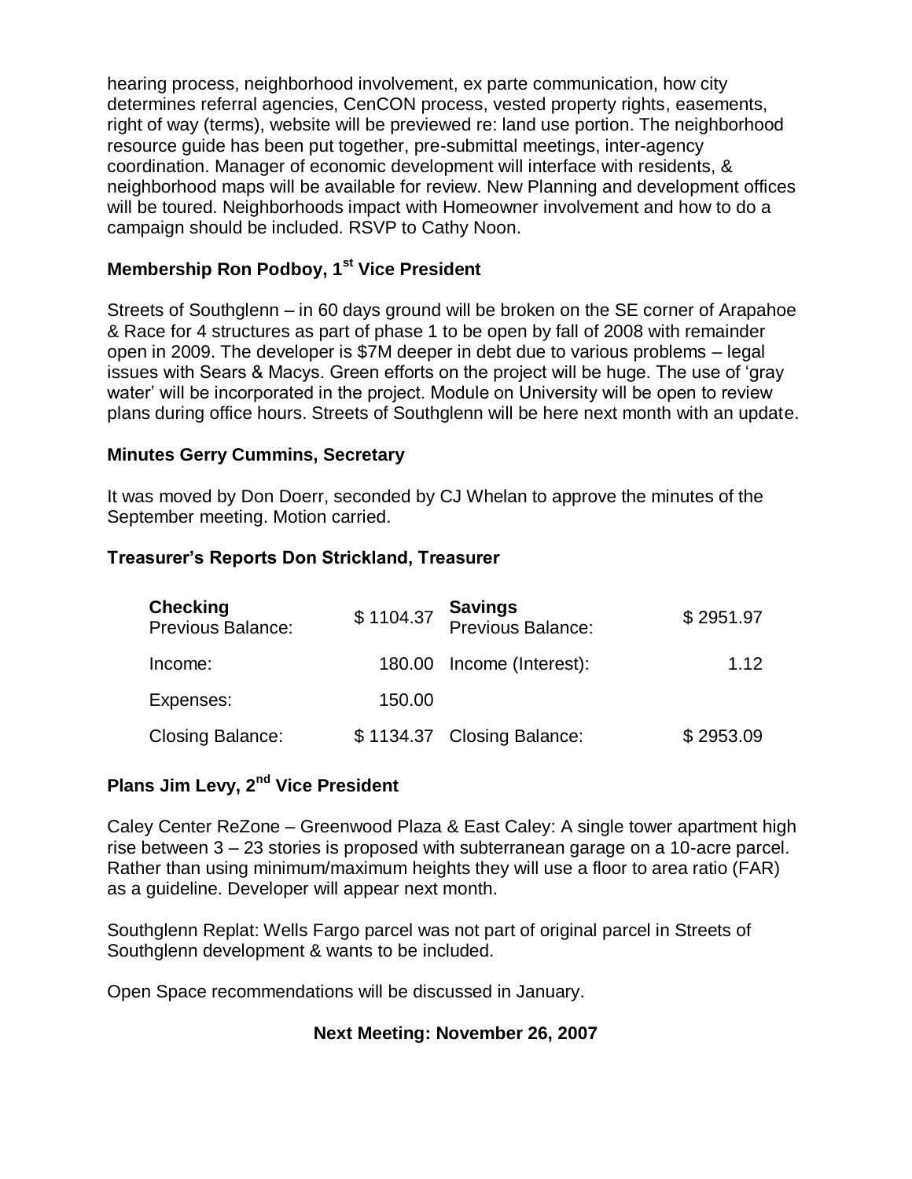hearing process, neighborhood involvement, ex parte communication, how city determines referral agencies, CenCON process, vested property rights, easements, right of way (terms), website will be previewed re: land use portion. The neighborhood resource guide has been put together, pre-submittal meetings, inter-agency coordination. Manager of economic development will interface with residents, & neighborhood maps will be available for review. New Planning and development offices will be toured. Neighborhoods impact with Homeowner involvement and how to do a campaign should be included. RSVP to Cathy Noon.

### Membership Ron Podboy, 1st Vice President

Streets of Southglenn – in 60 days ground will be broken on the SE corner of Arapahoe & Race for 4 structures as part of phase 1 to be open by fall of 2008 with remainder open in 2009. The developer is $7M deeper in debt due to various problems – legal issues with Sears & Macys. Green efforts on the project will be huge. The use of 'gray water' will be incorporated in the project. Module on University will be open to review plans during office hours. Streets of Southglenn will be here next month with an update.

### Minutes Gerry Cummins, Secretary

It was moved by Don Doerr, seconded by CJ Whelan to approve the minutes of the September meeting. Motion carried.

### Treasurer's Reports Don Strickland, Treasurer

| | | | |
|---|---|---|---|
| **Checking** Previous Balance: | $ 1104.37 | **Savings** Previous Balance: | $ 2951.97 |
| Income: | 180.00 | Income (Interest): | 1.12 |
| Expenses: | 150.00 | | |
| Closing Balance: | $ 1134.37 | Closing Balance: | $ 2953.09 |

### Plans Jim Levy, 2nd Vice President

Caley Center ReZone – Greenwood Plaza & East Caley: A single tower apartment high rise between 3 – 23 stories is proposed with subterranean garage on a 10-acre parcel. Rather than using minimum/maximum heights they will use a floor to area ratio (FAR) as a guideline. Developer will appear next month.

Southglenn Replat: Wells Fargo parcel was not part of original parcel in Streets of Southglenn development & wants to be included.

Open Space recommendations will be discussed in January.

**Next Meeting: November 26, 2007**